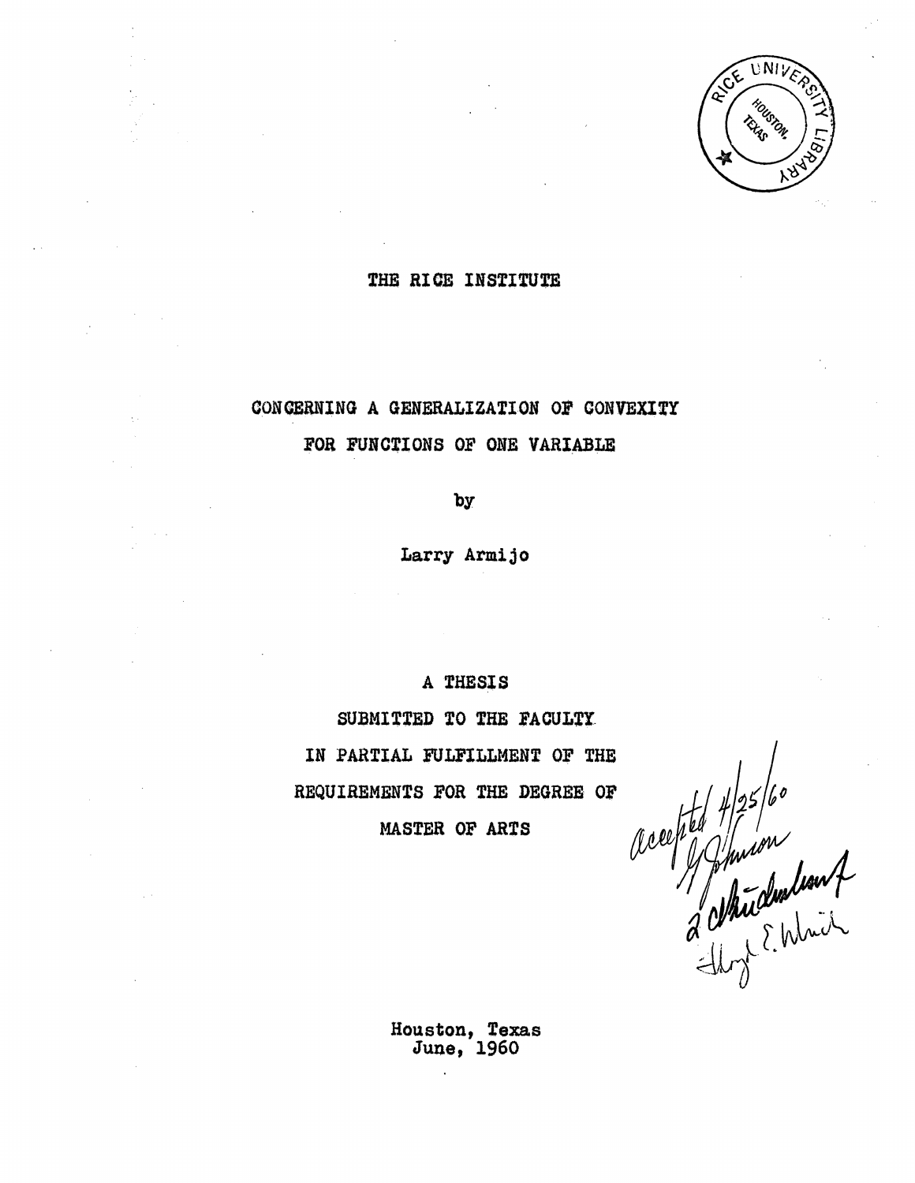THE RICE INSTITUTE

# CONCERNING A GENERALIZATION OF CONVEXITY FOR FUNCTIONS OF ONE VARIABLE

by

Larry Armijo

A THESIS

SUBMITTED TO THE FACULTY

IN PARTIAL FULFILLMENT OF THE

REQUIREMENTS FOR THE DEGREE OF

MASTER OF ARTS

accepted 4/25/60

Houston, Texas

June, 1960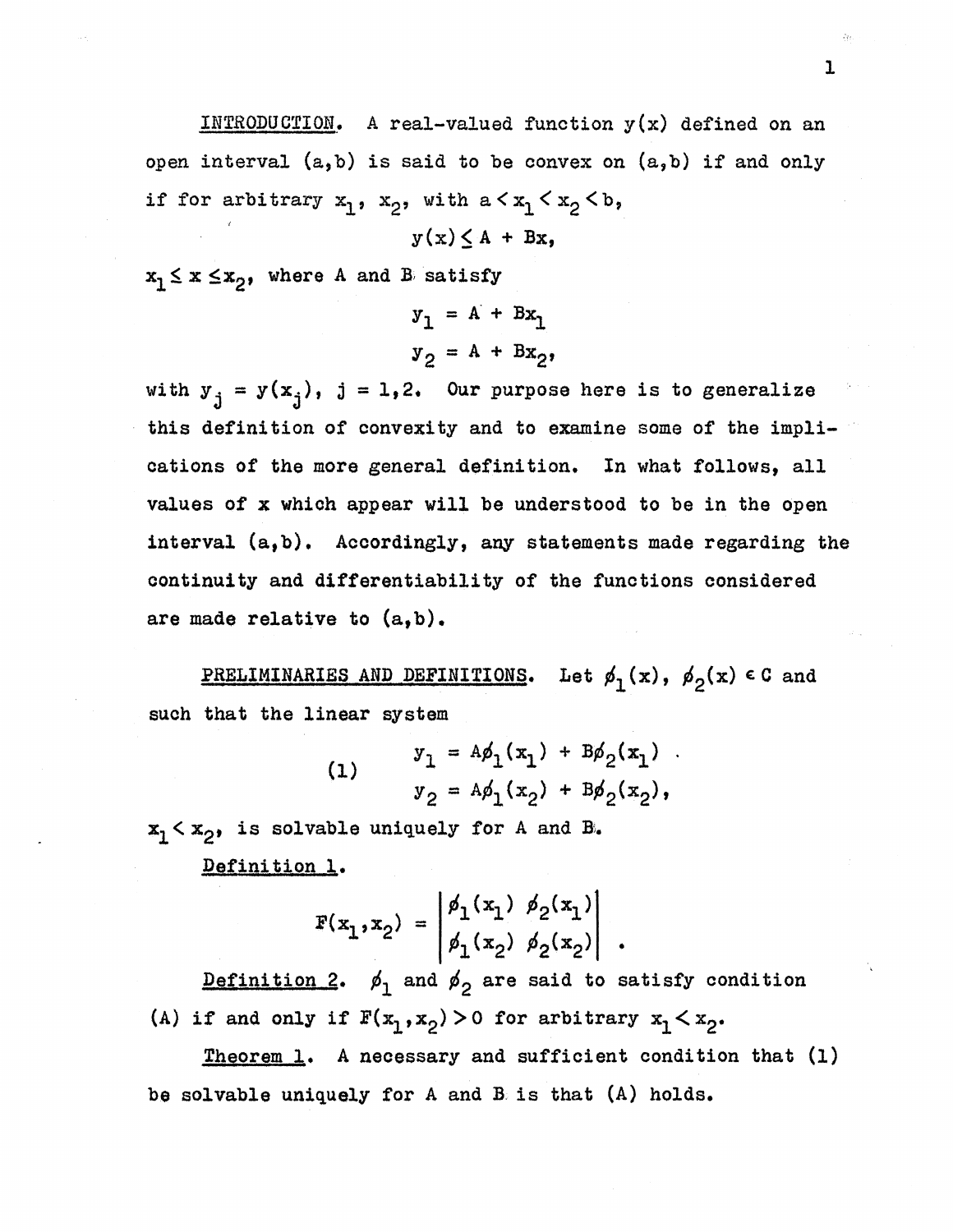INTRODUCTION. A real-valued function $y(x)$ defined on an open interval $(a,b)$ is said to be convex on $(a,b)$ if and only if for arbitrary $x_1$, $x_2$, with $a < x_1 < x_2 < b$,

$$y(x) \leq A + Bx,$$

$x_1 \leq x \leq x_2$, where $A$ and $B$ satisfy

$$y_1 = A + Bx_1$$
$$y_2 = A + Bx_2,$$

with $y_j = y(x_j)$, $j = 1,2$. Our purpose here is to generalize this definition of convexity and to examine some of the implications of the more general definition. In what follows, all values of $x$ which appear will be understood to be in the open interval $(a,b)$. Accordingly, any statements made regarding the continuity and differentiability of the functions considered are made relative to $(a,b)$.

PRELIMINARIES AND DEFINITIONS. Let $\phi_1(x)$, $\phi_2(x) \in C$ and such that the linear system

$$(1) \qquad \begin{aligned} y_1 &= A\phi_1(x_1) + B\phi_2(x_1) \\ y_2 &= A\phi_1(x_2) + B\phi_2(x_2), \end{aligned}$$

$x_1 < x_2$, is solvable uniquely for $A$ and $B$.

Definition 1.

$$F(x_1,x_2) = \begin{vmatrix} \phi_1(x_1) & \phi_2(x_1) \\ \phi_1(x_2) & \phi_2(x_2) \end{vmatrix} .$$

Definition 2. $\phi_1$ and $\phi_2$ are said to satisfy condition (A) if and only if $F(x_1,x_2) > 0$ for arbitrary $x_1 < x_2$.

Theorem 1. A necessary and sufficient condition that (1) be solvable uniquely for $A$ and $B$ is that (A) holds.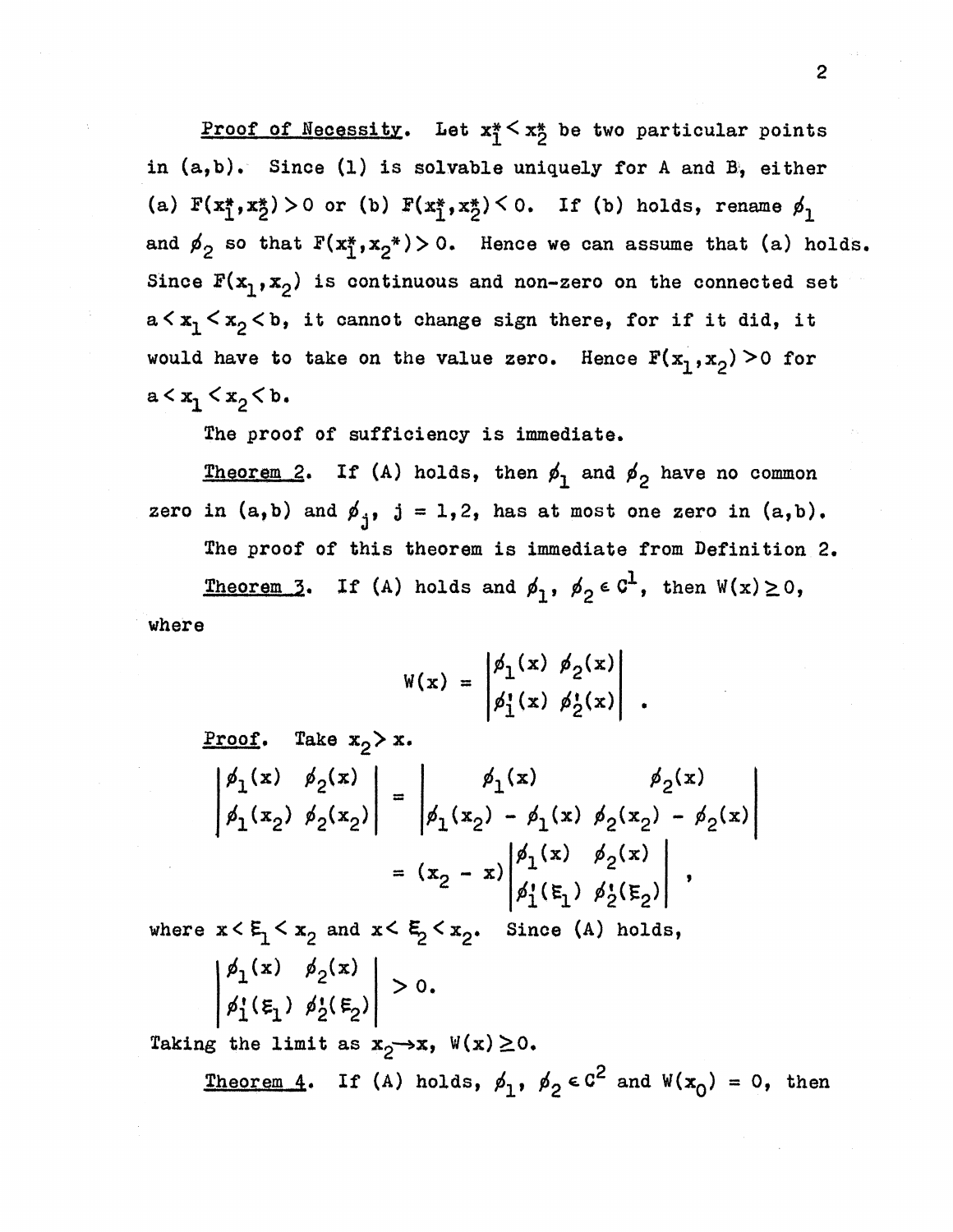<u>Proof of Necessity</u>. Let $x_1^* < x_2^*$ be two particular points in $(a,b)$. Since (1) is solvable uniquely for A and B, either (a) $F(x_1^*,x_2^*) > 0$ or (b) $F(x_1^*,x_2^*) < 0$. If (b) holds, rename $\phi_1$ and $\phi_2$ so that $F(x_1^*,x_2^*) > 0$. Hence we can assume that (a) holds. Since $F(x_1,x_2)$ is continuous and non-zero on the connected set $a < x_1 < x_2 < b$, it cannot change sign there, for if it did, it would have to take on the value zero. Hence $F(x_1,x_2) > 0$ for $a < x_1 < x_2 < b$.

The proof of sufficiency is immediate.

<u>Theorem 2</u>. If (A) holds, then $\phi_1$ and $\phi_2$ have no common zero in $(a,b)$ and $\phi_j$, $j = 1,2$, has at most one zero in $(a,b)$.

The proof of this theorem is immediate from Definition 2.

<u>Theorem 3</u>. If (A) holds and $\phi_1$, $\phi_2 \in C^1$, then $W(x) \geq 0$, where

$$W(x) = \begin{vmatrix} \phi_1(x) & \phi_2(x) \\ \phi_1'(x) & \phi_2'(x) \end{vmatrix} .$$

<u>Proof</u>. Take $x_2 > x$.

$$\begin{vmatrix} \phi_1(x) & \phi_2(x) \\ \phi_1(x_2) & \phi_2(x_2) \end{vmatrix} = \begin{vmatrix} \phi_1(x) & \phi_2(x) \\ \phi_1(x_2) - \phi_1(x) & \phi_2(x_2) - \phi_2(x) \end{vmatrix}$$

$$= (x_2 - x)\begin{vmatrix} \phi_1(x) & \phi_2(x) \\ \phi_1'(\xi_1) & \phi_2'(\xi_2) \end{vmatrix} ,$$

where $x < \xi_1 < x_2$ and $x < \xi_2 < x_2$. Since (A) holds,

$$\begin{vmatrix} \phi_1(x) & \phi_2(x) \\ \phi_1'(\xi_1) & \phi_2'(\xi_2) \end{vmatrix} > 0.$$

Taking the limit as $x_2 \to x$, $W(x) \geq 0$.

<u>Theorem 4</u>. If (A) holds, $\phi_1$, $\phi_2 \in C^2$ and $W(x_0) = 0$, then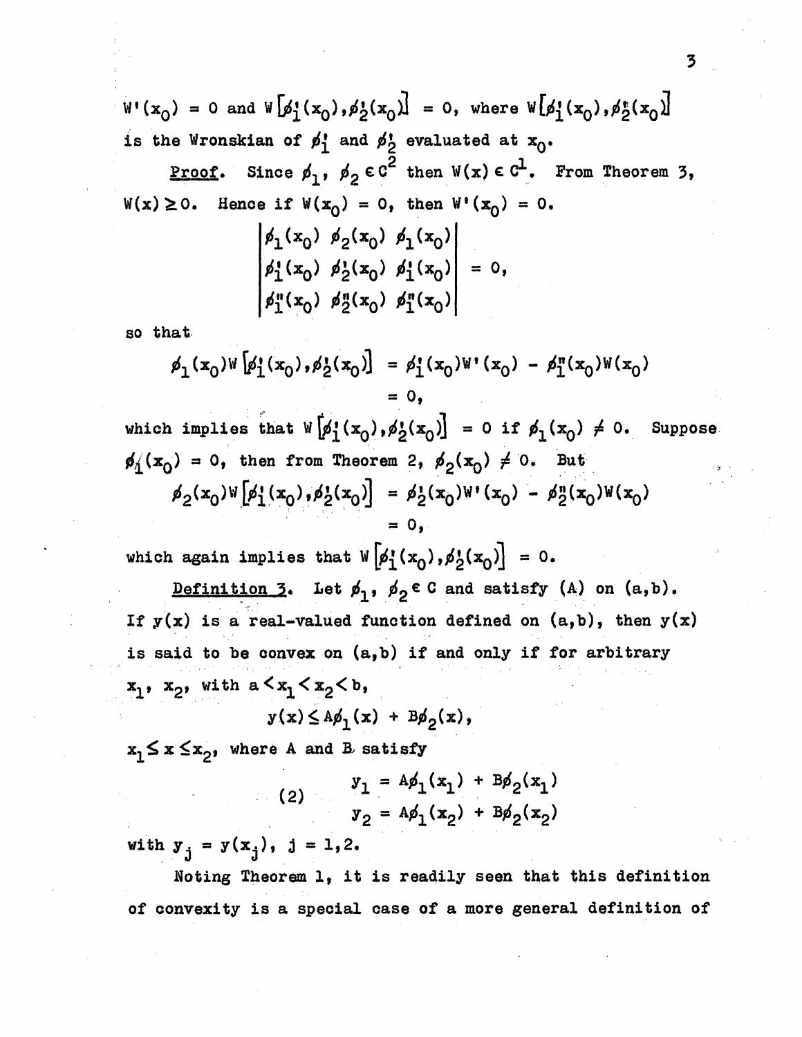$W'(x_0) = 0$ and $W[\phi_1'(x_0), \phi_2'(x_0)] = 0$, where $W[\phi_1'(x_0), \phi_2'(x_0)]$ is the Wronskian of $\phi_1'$ and $\phi_2'$ evaluated at $x_0$.

<u>Proof</u>. Since $\phi_1, \phi_2 \in C^2$ then $W(x) \in C^1$. From Theorem 3, $W(x) \geq 0$. Hence if $W(x_0) = 0$, then $W'(x_0) = 0$.

$$\begin{vmatrix} \phi_1(x_0) & \phi_2(x_0) & \phi_1(x_0) \\ \phi_1'(x_0) & \phi_2'(x_0) & \phi_1'(x_0) \\ \phi_1''(x_0) & \phi_2''(x_0) & \phi_1''(x_0) \end{vmatrix} = 0,$$

so that

$$\phi_1(x_0)W[\phi_1'(x_0), \phi_2'(x_0)] = \phi_1'(x_0)W'(x_0) - \phi_1''(x_0)W(x_0)$$
$$= 0,$$

which implies that $W[\phi_1'(x_0), \phi_2'(x_0)] = 0$ if $\phi_1(x_0) \neq 0$. Suppose $\phi_1(x_0) = 0$, then from Theorem 2, $\phi_2(x_0) \neq 0$. But

$$\phi_2(x_0)W[\phi_1'(x_0), \phi_2'(x_0)] = \phi_2'(x_0)W'(x_0) - \phi_2''(x_0)W(x_0)$$
$$= 0,$$

which again implies that $W[\phi_1'(x_0), \phi_2'(x_0)] = 0$.

<u>Definition 3</u>. Let $\phi_1, \phi_2 \in C$ and satisfy (A) on $(a,b)$. If $y(x)$ is a real-valued function defined on $(a,b)$, then $y(x)$ is said to be convex on $(a,b)$ if and only if for arbitrary $x_1$, $x_2$, with $a < x_1 < x_2 < b$,

$$y(x) \leq A\phi_1(x) + B\phi_2(x),$$

$x_1 \leq x \leq x_2$, where A and B satisfy

$$(2) \qquad \begin{aligned} y_1 &= A\phi_1(x_1) + B\phi_2(x_1) \\ y_2 &= A\phi_1(x_2) + B\phi_2(x_2) \end{aligned}$$

with $y_j = y(x_j)$, $j = 1,2$.

Noting Theorem 1, it is readily seen that this definition of convexity is a special case of a more general definition of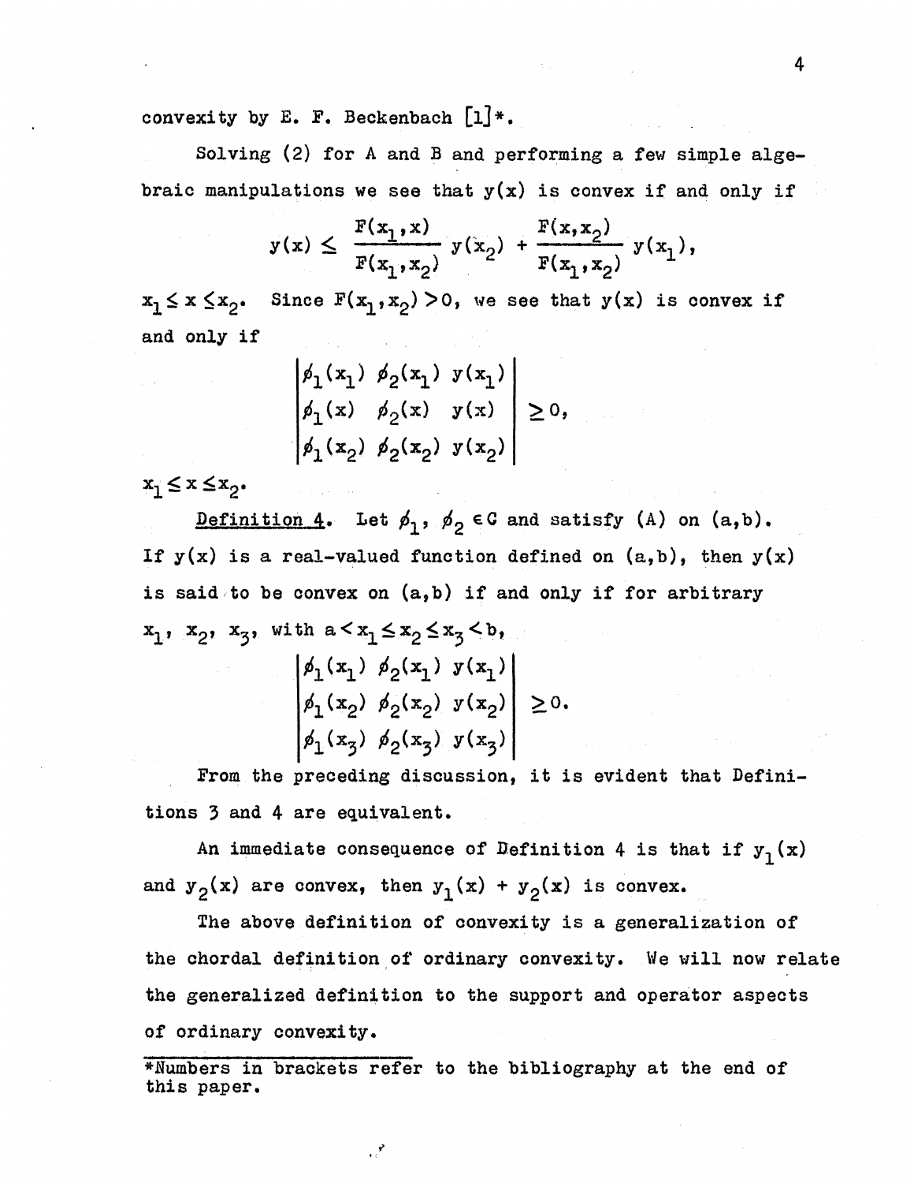convexity by E. F. Beckenbach [1]*.

Solving (2) for A and B and performing a few simple algebraic manipulations we see that $y(x)$ is convex if and only if

$$y(x) \leq \frac{F(x_1,x)}{F(x_1,x_2)}\, y(x_2) + \frac{F(x,x_2)}{F(x_1,x_2)}\, y(x_1),$$

$x_1 \leq x \leq x_2$. Since $F(x_1,x_2) > 0$, we see that $y(x)$ is convex if and only if

$$\begin{vmatrix} \phi_1(x_1) & \phi_2(x_1) & y(x_1) \\ \phi_1(x) & \phi_2(x) & y(x) \\ \phi_1(x_2) & \phi_2(x_2) & y(x_2) \end{vmatrix} \geq 0,$$

$x_1 \leq x \leq x_2$.

<u>Definition 4</u>. Let $\phi_1$, $\phi_2 \in C$ and satisfy (A) on $(a,b)$. If $y(x)$ is a real-valued function defined on $(a,b)$, then $y(x)$ is said to be convex on $(a,b)$ if and only if for arbitrary $x_1$, $x_2$, $x_3$, with $a < x_1 \leq x_2 \leq x_3 < b$,

$$\begin{vmatrix} \phi_1(x_1) & \phi_2(x_1) & y(x_1) \\ \phi_1(x_2) & \phi_2(x_2) & y(x_2) \\ \phi_1(x_3) & \phi_2(x_3) & y(x_3) \end{vmatrix} \geq 0.$$

From the preceding discussion, it is evident that Definitions 3 and 4 are equivalent.

An immediate consequence of Definition 4 is that if $y_1(x)$ and $y_2(x)$ are convex, then $y_1(x) + y_2(x)$ is convex.

The above definition of convexity is a generalization of the chordal definition of ordinary convexity. We will now relate the generalized definition to the support and operator aspects of ordinary convexity.

---

*Numbers in brackets refer to the bibliography at the end of this paper.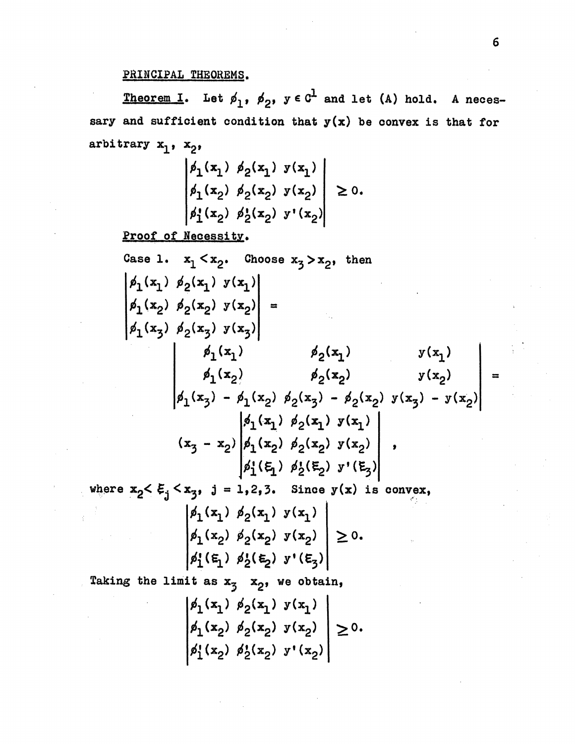PRINCIPAL THEOREMS.

*Theorem I.* Let $\phi_1$, $\phi_2$, $y \in C^1$ and let (A) hold. A necessary and sufficient condition that $y(x)$ be convex is that for arbitrary $x_1$, $x_2$,

$$\begin{vmatrix} \phi_1(x_1) & \phi_2(x_1) & y(x_1) \\ \phi_1(x_2) & \phi_2(x_2) & y(x_2) \\ \phi_1'(x_2) & \phi_2'(x_2) & y'(x_2) \end{vmatrix} \geq 0.$$

*Proof of Necessity.*

Case 1. $x_1 < x_2$. Choose $x_3 > x_2$, then

$$\begin{vmatrix} \phi_1(x_1) & \phi_2(x_1) & y(x_1) \\ \phi_1(x_2) & \phi_2(x_2) & y(x_2) \\ \phi_1(x_3) & \phi_2(x_3) & y(x_3) \end{vmatrix} =$$

$$\begin{vmatrix} \phi_1(x_1) & \phi_2(x_1) & y(x_1) \\ \phi_1(x_2) & \phi_2(x_2) & y(x_2) \\ \phi_1(x_3) - \phi_1(x_2) & \phi_2(x_3) - \phi_2(x_2) & y(x_3) - y(x_2) \end{vmatrix} =$$

$$(x_3 - x_2)\begin{vmatrix} \phi_1(x_1) & \phi_2(x_1) & y(x_1) \\ \phi_1(x_2) & \phi_2(x_2) & y(x_2) \\ \phi_1'(\xi_1) & \phi_2'(\xi_2) & y'(\xi_3) \end{vmatrix},$$

where $x_2 < \xi_j < x_3$, $j = 1,2,3$. Since $y(x)$ is convex,

$$\begin{vmatrix} \phi_1(x_1) & \phi_2(x_1) & y(x_1) \\ \phi_1(x_2) & \phi_2(x_2) & y(x_2) \\ \phi_1'(\xi_1) & \phi_2'(\xi_2) & y'(\xi_3) \end{vmatrix} \geq 0.$$

Taking the limit as $x_3$ $x_2$, we obtain,

$$\begin{vmatrix} \phi_1(x_1) & \phi_2(x_1) & y(x_1) \\ \phi_1(x_2) & \phi_2(x_2) & y(x_2) \\ \phi_1'(x_2) & \phi_2'(x_2) & y'(x_2) \end{vmatrix} \geq 0.$$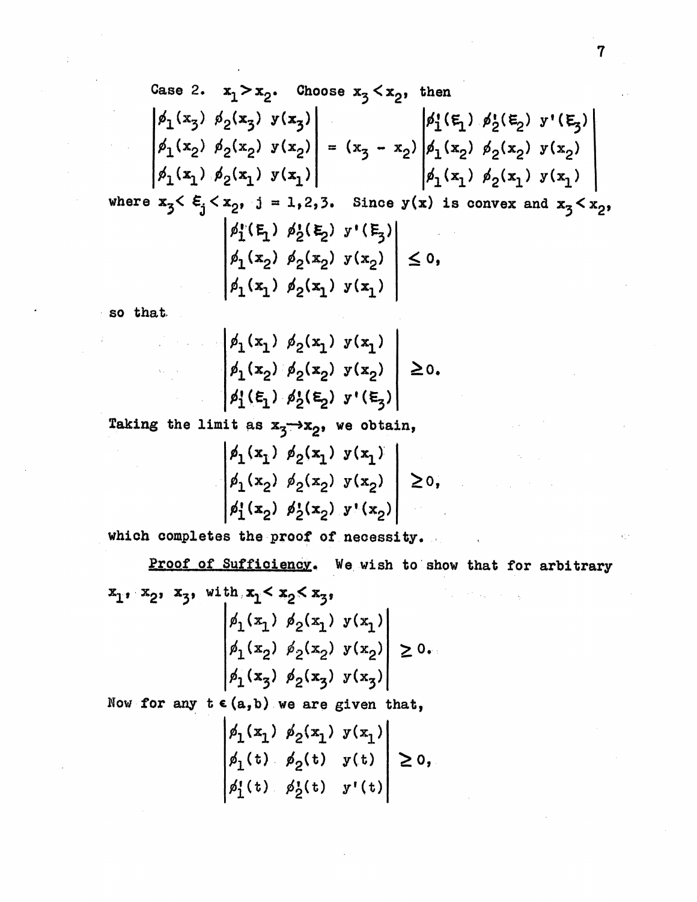Case 2. $x_1 > x_2$. Choose $x_3 < x_2$, then

$$\begin{vmatrix} \phi_1(x_3) & \phi_2(x_3) & y(x_3) \\ \phi_1(x_2) & \phi_2(x_2) & y(x_2) \\ \phi_1(x_1) & \phi_2(x_1) & y(x_1) \end{vmatrix} = (x_3 - x_2) \begin{vmatrix} \phi_1'(\xi_1) & \phi_2'(\xi_2) & y'(\xi_3) \\ \phi_1(x_2) & \phi_2(x_2) & y(x_2) \\ \phi_1(x_1) & \phi_2(x_1) & y(x_1) \end{vmatrix}$$

where $x_3 < \xi_j < x_2$, $j = 1,2,3$. Since $y(x)$ is convex and $x_3 < x_2$,

$$\begin{vmatrix} \phi_1'(\xi_1) & \phi_2'(\xi_2) & y'(\xi_3) \\ \phi_1(x_2) & \phi_2(x_2) & y(x_2) \\ \phi_1(x_1) & \phi_2(x_1) & y(x_1) \end{vmatrix} \leq 0,$$

so that

$$\begin{vmatrix} \phi_1(x_1) & \phi_2(x_1) & y(x_1) \\ \phi_1(x_2) & \phi_2(x_2) & y(x_2) \\ \phi_1'(\xi_1) & \phi_2'(\xi_2) & y'(\xi_3) \end{vmatrix} \geq 0.$$

Taking the limit as $x_3 \to x_2$, we obtain,

$$\begin{vmatrix} \phi_1(x_1) & \phi_2(x_1) & y(x_1) \\ \phi_1(x_2) & \phi_2(x_2) & y(x_2) \\ \phi_1'(x_2) & \phi_2'(x_2) & y'(x_2) \end{vmatrix} \geq 0,$$

which completes the proof of necessity.

<u>Proof of Sufficiency</u>. We wish to show that for arbitrary $x_1$, $x_2$, $x_3$, with $x_1 < x_2 < x_3$,

$$\begin{vmatrix} \phi_1(x_1) & \phi_2(x_1) & y(x_1) \\ \phi_1(x_2) & \phi_2(x_2) & y(x_2) \\ \phi_1(x_3) & \phi_2(x_3) & y(x_3) \end{vmatrix} \geq 0.$$

Now for any $t \in (a,b)$ we are given that,

$$\begin{vmatrix} \phi_1(x_1) & \phi_2(x_1) & y(x_1) \\ \phi_1(t) & \phi_2(t) & y(t) \\ \phi_1'(t) & \phi_2'(t) & y'(t) \end{vmatrix} \geq 0,$$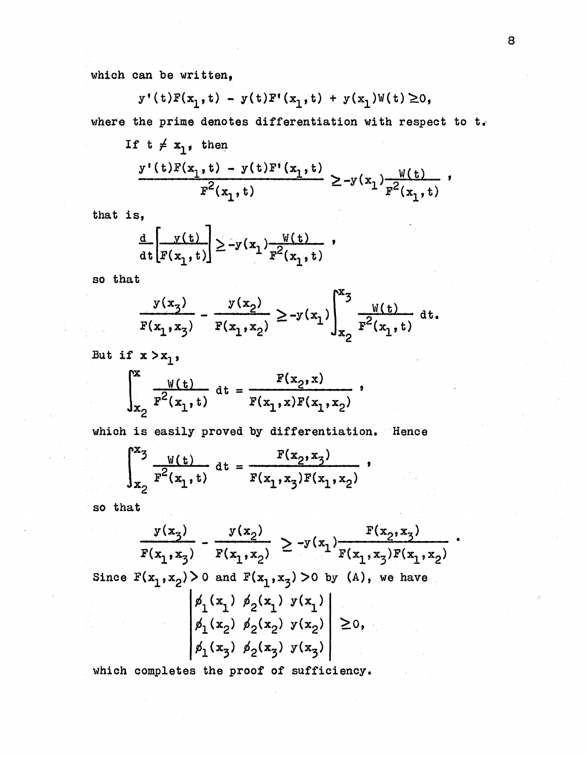which can be written,

$$y'(t)F(x_1,t) - y(t)F'(x_1,t) + y(x_1)W(t) \geq 0,$$

where the prime denotes differentiation with respect to t.

If $t \neq x_1$, then

$$\frac{y'(t)F(x_1,t) - y(t)F'(x_1,t)}{F^2(x_1,t)} \geq -y(x_1)\frac{W(t)}{F^2(x_1,t)} ,$$

that is,

$$\frac{d}{dt}\left[\frac{y(t)}{F(x_1,t)}\right] \geq -y(x_1)\frac{W(t)}{F^2(x_1,t)} ,$$

so that

$$\frac{y(x_3)}{F(x_1,x_3)} - \frac{y(x_2)}{F(x_1,x_2)} \geq -y(x_1)\int_{x_2}^{x_3} \frac{W(t)}{F^2(x_1,t)}\, dt.$$

But if $x > x_1$,

$$\int_{x_2}^{x} \frac{W(t)}{F^2(x_1,t)}\, dt = \frac{F(x_2,x)}{F(x_1,x)F(x_1,x_2)} ,$$

which is easily proved by differentiation. Hence

$$\int_{x_2}^{x_3} \frac{W(t)}{F^2(x_1,t)}\, dt = \frac{F(x_2,x_3)}{F(x_1,x_3)F(x_1,x_2)} ,$$

so that

$$\frac{y(x_3)}{F(x_1,x_3)} - \frac{y(x_2)}{F(x_1,x_2)} \geq -y(x_1)\frac{F(x_2,x_3)}{F(x_1,x_3)F(x_1,x_2)} .$$

Since $F(x_1,x_2) > 0$ and $F(x_1,x_3) > 0$ by (A), we have

$$\begin{vmatrix} \phi_1(x_1) & \phi_2(x_1) & y(x_1) \\ \phi_1(x_2) & \phi_2(x_2) & y(x_2) \\ \phi_1(x_3) & \phi_2(x_3) & y(x_3) \end{vmatrix} \geq 0,$$

which completes the proof of sufficiency.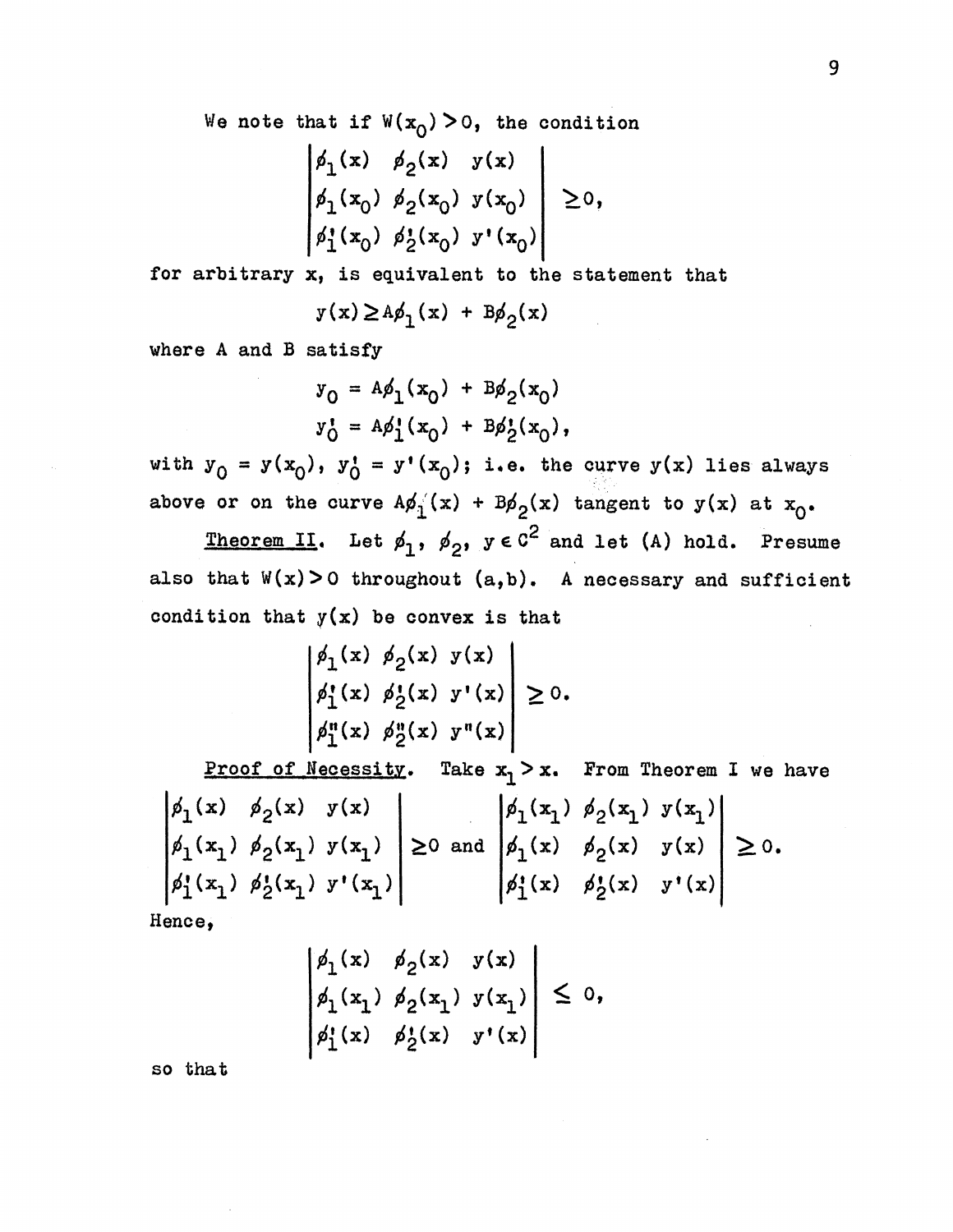We note that if $W(x_0) > 0$, the condition

$$\begin{vmatrix} \phi_1(x) & \phi_2(x) & y(x) \\ \phi_1(x_0) & \phi_2(x_0) & y(x_0) \\ \phi_1'(x_0) & \phi_2'(x_0) & y'(x_0) \end{vmatrix} \geq 0,$$

for arbitrary x, is equivalent to the statement that

$$y(x) \geq A\phi_1(x) + B\phi_2(x)$$

where A and B satisfy

$$y_0 = A\phi_1(x_0) + B\phi_2(x_0)$$

$$y_0' = A\phi_1'(x_0) + B\phi_2'(x_0),$$

with $y_0 = y(x_0)$, $y_0' = y'(x_0)$; i.e. the curve $y(x)$ lies always above or on the curve $A\phi_1(x) + B\phi_2(x)$ tangent to $y(x)$ at $x_0$.

<u>Theorem II</u>. Let $\phi_1$, $\phi_2$, $y \in C^2$ and let (A) hold. Presume also that $W(x) > 0$ throughout $(a,b)$. A necessary and sufficient condition that $y(x)$ be convex is that

$$\begin{vmatrix} \phi_1(x) & \phi_2(x) & y(x) \\ \phi_1'(x) & \phi_2'(x) & y'(x) \\ \phi_1''(x) & \phi_2''(x) & y''(x) \end{vmatrix} \geq 0.$$

<u>Proof of Necessity</u>. Take $x_1 > x$. From Theorem I we have

$$\begin{vmatrix} \phi_1(x) & \phi_2(x) & y(x) \\ \phi_1(x_1) & \phi_2(x_1) & y(x_1) \\ \phi_1'(x_1) & \phi_2'(x_1) & y'(x_1) \end{vmatrix} \geq 0 \text{ and } \begin{vmatrix} \phi_1(x_1) & \phi_2(x_1) & y(x_1) \\ \phi_1(x) & \phi_2(x) & y(x) \\ \phi_1'(x) & \phi_2'(x) & y'(x) \end{vmatrix} \geq 0.$$

Hence,

$$\begin{vmatrix} \phi_1(x) & \phi_2(x) & y(x) \\ \phi_1(x_1) & \phi_2(x_1) & y(x_1) \\ \phi_1'(x) & \phi_2'(x) & y'(x) \end{vmatrix} \leq 0,$$

so that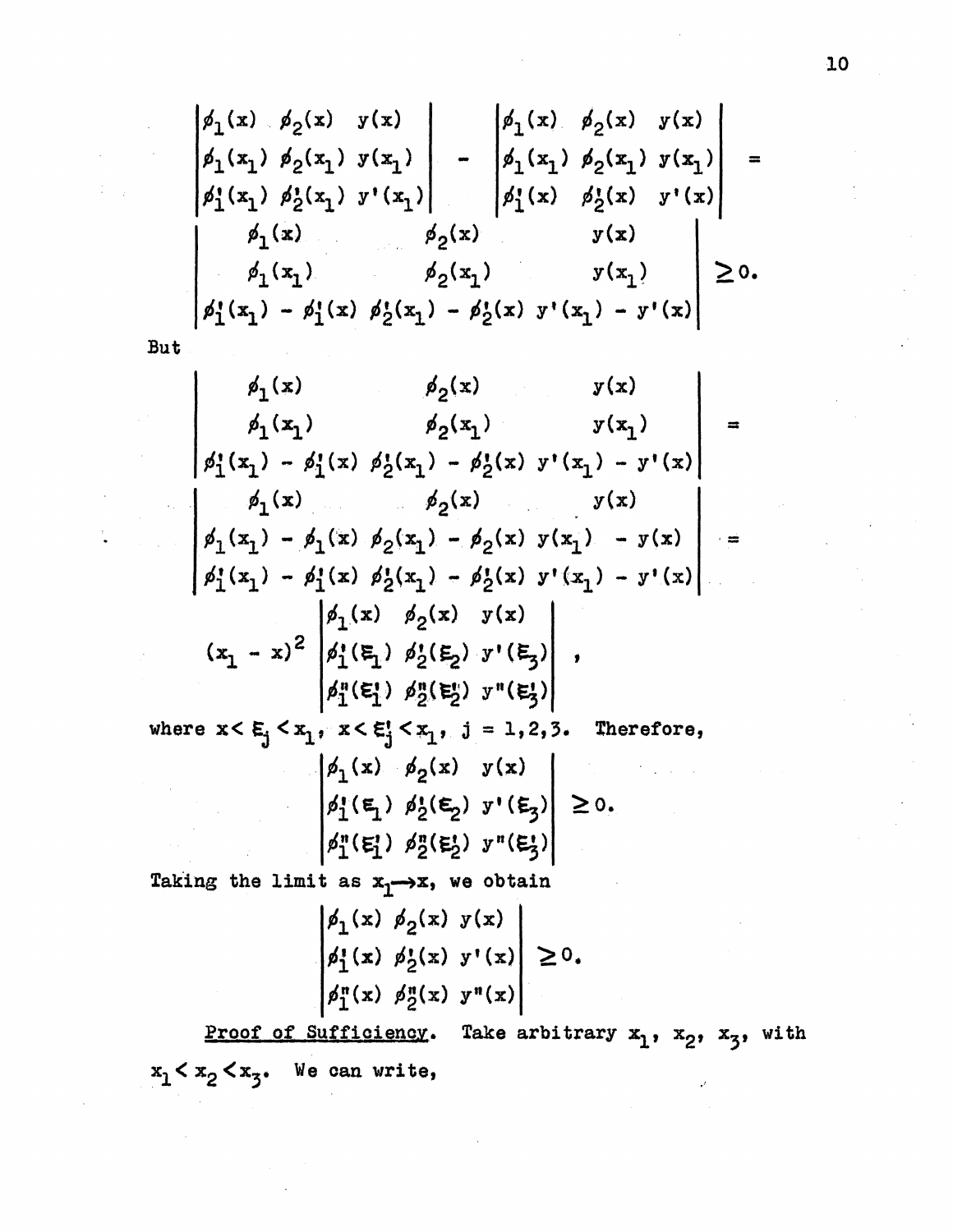$$\begin{vmatrix} \phi_1(x) & \phi_2(x) & y(x) \\ \phi_1(x_1) & \phi_2(x_1) & y(x_1) \\ \phi_1'(x_1) & \phi_2'(x_1) & y'(x_1) \end{vmatrix} - \begin{vmatrix} \phi_1(x) & \phi_2(x) & y(x) \\ \phi_1(x_1) & \phi_2(x_1) & y(x_1) \\ \phi_1'(x) & \phi_2'(x) & y'(x) \end{vmatrix} =$$

$$\begin{vmatrix} \phi_1(x) & \phi_2(x) & y(x) \\ \phi_1(x_1) & \phi_2(x_1) & y(x_1) \\ \phi_1'(x_1) - \phi_1'(x) & \phi_2'(x_1) - \phi_2'(x) & y'(x_1) - y'(x) \end{vmatrix} \geq 0.$$

But

$$\begin{vmatrix} \phi_1(x) & \phi_2(x) & y(x) \\ \phi_1(x_1) & \phi_2(x_1) & y(x_1) \\ \phi_1'(x_1) - \phi_1'(x) & \phi_2'(x_1) - \phi_2'(x) & y'(x_1) - y'(x) \end{vmatrix} =$$

$$\begin{vmatrix} \phi_1(x) & \phi_2(x) & y(x) \\ \phi_1(x_1) - \phi_1(x) & \phi_2(x_1) - \phi_2(x) & y(x_1) - y(x) \\ \phi_1'(x_1) - \phi_1'(x) & \phi_2'(x_1) - \phi_2'(x) & y'(x_1) - y'(x) \end{vmatrix} =$$

$$(x_1 - x)^2 \begin{vmatrix} \phi_1(x) & \phi_2(x) & y(x) \\ \phi_1'(\xi_1) & \phi_2'(\xi_2) & y'(\xi_3) \\ \phi_1''(\xi_1') & \phi_2''(\xi_2') & y''(\xi_3') \end{vmatrix},$$

where $x < \xi_j < x_1$, $x < \xi_j' < x_1$, $j = 1,2,3$. Therefore,

$$\begin{vmatrix} \phi_1(x) & \phi_2(x) & y(x) \\ \phi_1'(\xi_1) & \phi_2'(\xi_2) & y'(\xi_3) \\ \phi_1''(\xi_1') & \phi_2''(\xi_2') & y''(\xi_3') \end{vmatrix} \geq 0.$$

Taking the limit as $x_1 \to x$, we obtain

$$\begin{vmatrix} \phi_1(x) & \phi_2(x) & y(x) \\ \phi_1'(x) & \phi_2'(x) & y'(x) \\ \phi_1''(x) & \phi_2''(x) & y''(x) \end{vmatrix} \geq 0.$$

Proof of Sufficiency. Take arbitrary $x_1$, $x_2$, $x_3$, with $x_1 < x_2 < x_3$. We can write,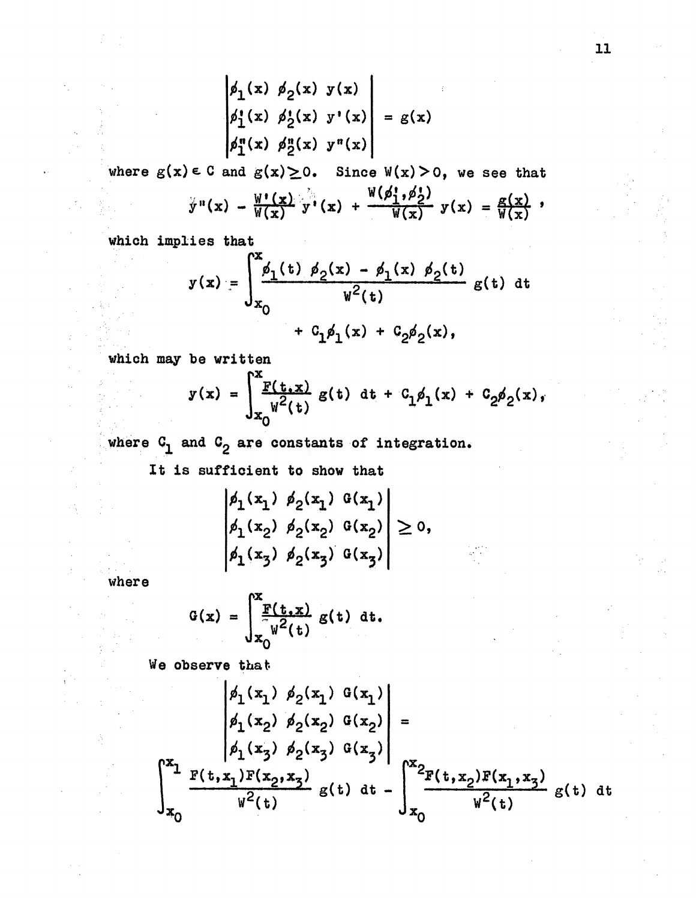$$\begin{vmatrix} \phi_1(x) & \phi_2(x) & y(x) \\ \phi_1'(x) & \phi_2'(x) & y'(x) \\ \phi_1''(x) & \phi_2''(x) & y''(x) \end{vmatrix} = g(x)$$

where $g(x) \in C$ and $g(x) \geq 0$. Since $W(x) > 0$, we see that

$$y''(x) - \frac{W'(x)}{W(x)} y'(x) + \frac{W(\phi_1', \phi_2')}{W(x)} y(x) = \frac{g(x)}{W(x)},$$

which implies that

$$y(x) = \int_{x_0}^{x} \frac{\phi_1(t)\, \phi_2(x) - \phi_1(x)\, \phi_2(t)}{W^2(t)}\, g(t)\, dt$$

$$+ C_1\phi_1(x) + C_2\phi_2(x),$$

which may be written

$$y(x) = \int_{x_0}^{x} \frac{F(t,x)}{W^2(t)}\, g(t)\, dt + C_1\phi_1(x) + C_2\phi_2(x),$$

where $C_1$ and $C_2$ are constants of integration.

It is sufficient to show that

$$\begin{vmatrix} \phi_1(x_1) & \phi_2(x_1) & G(x_1) \\ \phi_1(x_2) & \phi_2(x_2) & G(x_2) \\ \phi_1(x_3) & \phi_2(x_3) & G(x_3) \end{vmatrix} \geq 0,$$

where

$$G(x) = \int_{x_0}^{x} \frac{F(t,x)}{W^2(t)}\, g(t)\, dt.$$

We observe that

$$\begin{vmatrix} \phi_1(x_1) & \phi_2(x_1) & G(x_1) \\ \phi_1(x_2) & \phi_2(x_2) & G(x_2) \\ \phi_1(x_3) & \phi_2(x_3) & G(x_3) \end{vmatrix} =$$

$$\int_{x_0}^{x_1} \frac{F(t,x_1)F(x_2,x_3)}{W^2(t)}\, g(t)\, dt - \int_{x_0}^{x_2} \frac{F(t,x_2)F(x_1,x_3)}{W^2(t)}\, g(t)\, dt$$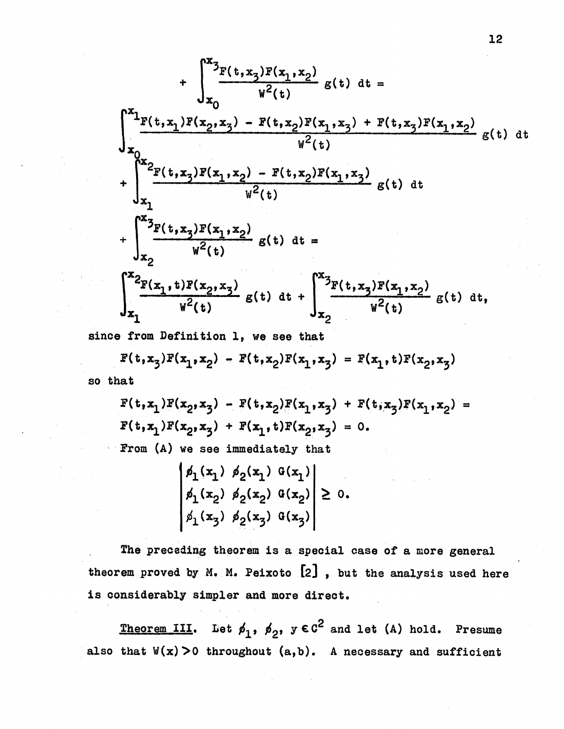$$+ \int_{x_0}^{x_3} \frac{F(t,x_3)F(x_1,x_2)}{W^2(t)}\, g(t)\, dt =$$

$$\int_{x_0}^{x_1} \frac{F(t,x_1)F(x_2,x_3) - F(t,x_2)F(x_1,x_3) + F(t,x_3)F(x_1,x_2)}{W^2(t)}\, g(t)\, dt$$

$$+ \int_{x_1}^{x_2} \frac{F(t,x_3)F(x_1,x_2) - F(t,x_2)F(x_1,x_3)}{W^2(t)}\, g(t)\, dt$$

$$+ \int_{x_2}^{x_3} \frac{F(t,x_3)F(x_1,x_2)}{W^2(t)}\, g(t)\, dt =$$

$$\int_{x_1}^{x_2} \frac{F(x_1,t)F(x_2,x_3)}{W^2(t)}\, g(t)\, dt + \int_{x_2}^{x_3} \frac{F(t,x_3)F(x_1,x_2)}{W^2(t)}\, g(t)\, dt,$$

since from Definition 1, we see that

$$F(t,x_3)F(x_1,x_2) - F(t,x_2)F(x_1,x_3) = F(x_1,t)F(x_2,x_3)$$

so that

$$F(t,x_1)F(x_2,x_3) - F(t,x_2)F(x_1,x_3) + F(t,x_3)F(x_1,x_2) =$$
$$F(t,x_1)F(x_2,x_3) + F(x_1,t)F(x_2,x_3) = 0.$$

From (A) we see immediately that

$$\begin{vmatrix} \phi_1(x_1) & \phi_2(x_1) & G(x_1) \\ \phi_1(x_2) & \phi_2(x_2) & G(x_2) \\ \phi_1(x_3) & \phi_2(x_3) & G(x_3) \end{vmatrix} \geq 0.$$

The preceding theorem is a special case of a more general theorem proved by M. M. Peixoto [2] , but the analysis used here is considerably simpler and more direct.

<u>Theorem III</u>. Let $\phi_1$, $\phi_2$, $y \in C^2$ and let (A) hold. Presume also that $W(x) > 0$ throughout $(a,b)$. A necessary and sufficient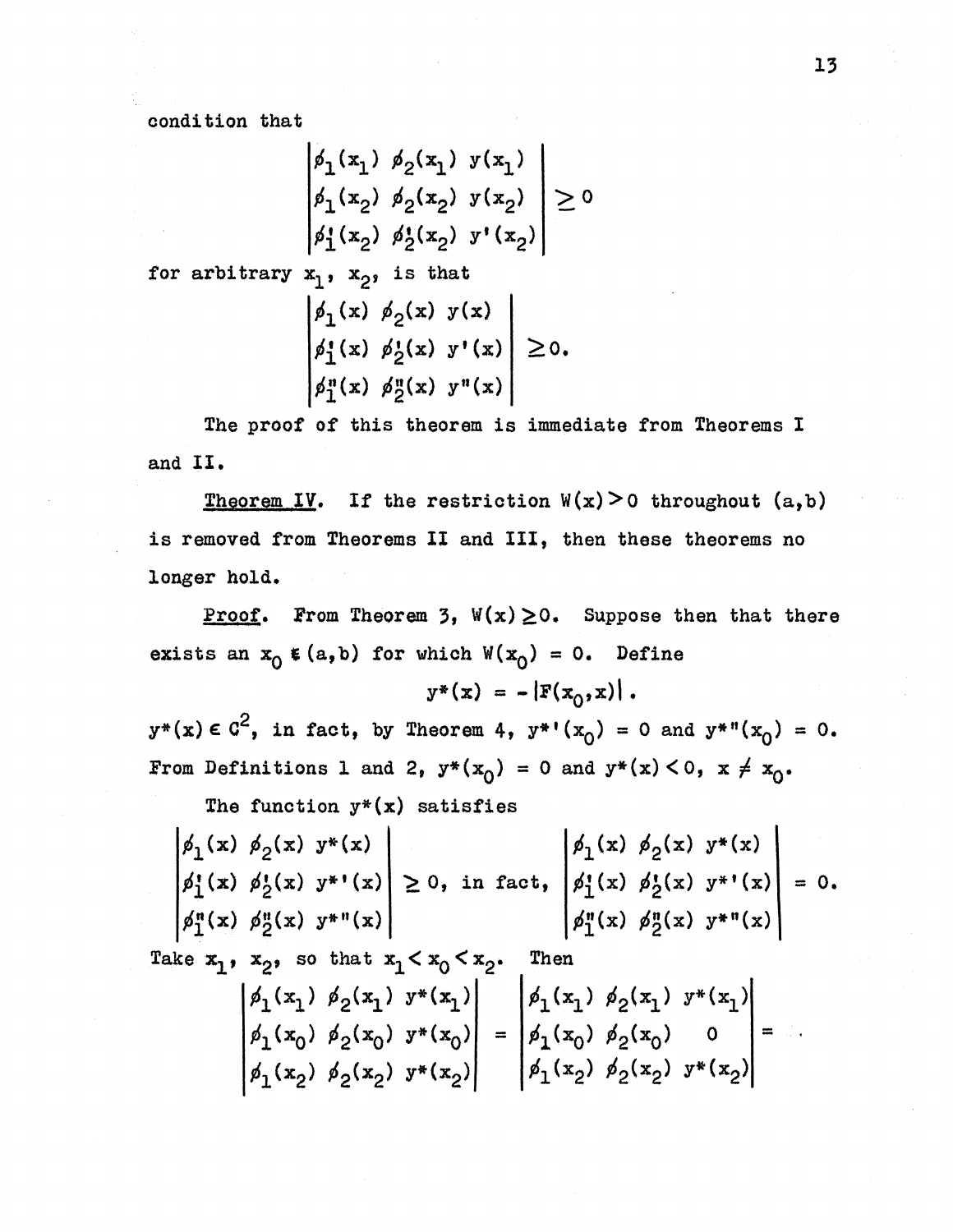condition that

$$\begin{vmatrix} \phi_1(x_1) & \phi_2(x_1) & y(x_1) \\ \phi_1(x_2) & \phi_2(x_2) & y(x_2) \\ \phi_1'(x_2) & \phi_2'(x_2) & y'(x_2) \end{vmatrix} \geq 0$$

for arbitrary $x_1$, $x_2$, is that

$$\begin{vmatrix} \phi_1(x) & \phi_2(x) & y(x) \\ \phi_1'(x) & \phi_2'(x) & y'(x) \\ \phi_1''(x) & \phi_2''(x) & y''(x) \end{vmatrix} \geq 0.$$

The proof of this theorem is immediate from Theorems I and II.

<u>Theorem IV</u>. If the restriction $W(x) > 0$ throughout $(a,b)$ is removed from Theorems II and III, then these theorems no longer hold.

<u>Proof</u>. From Theorem 3, $W(x) \geq 0$. Suppose then that there exists an $x_0 \in (a,b)$ for which $W(x_0) = 0$. Define

$$y^*(x) = -|F(x_0,x)|.$$

$y^*(x) \in C^2$, in fact, by Theorem 4, $y^{*\prime}(x_0) = 0$ and $y^{*\prime\prime}(x_0) = 0$. From Definitions 1 and 2, $y^*(x_0) = 0$ and $y^*(x) < 0$, $x \neq x_0$.

The function $y^*(x)$ satisfies

$$\begin{vmatrix} \phi_1(x) & \phi_2(x) & y^*(x) \\ \phi_1'(x) & \phi_2'(x) & y^{*\prime}(x) \\ \phi_1''(x) & \phi_2''(x) & y^{*\prime\prime}(x) \end{vmatrix} \geq 0, \text{ in fact, } \begin{vmatrix} \phi_1(x) & \phi_2(x) & y^*(x) \\ \phi_1'(x) & \phi_2'(x) & y^{*\prime}(x) \\ \phi_1''(x) & \phi_2''(x) & y^{*\prime\prime}(x) \end{vmatrix} = 0.$$

Take $x_1$, $x_2$, so that $x_1 < x_0 < x_2$. Then

$$\begin{vmatrix} \phi_1(x_1) & \phi_2(x_1) & y^*(x_1) \\ \phi_1(x_0) & \phi_2(x_0) & y^*(x_0) \\ \phi_1(x_2) & \phi_2(x_2) & y^*(x_2) \end{vmatrix} = \begin{vmatrix} \phi_1(x_1) & \phi_2(x_1) & y^*(x_1) \\ \phi_1(x_0) & \phi_2(x_0) & 0 \\ \phi_1(x_2) & \phi_2(x_2) & y^*(x_2) \end{vmatrix} =$$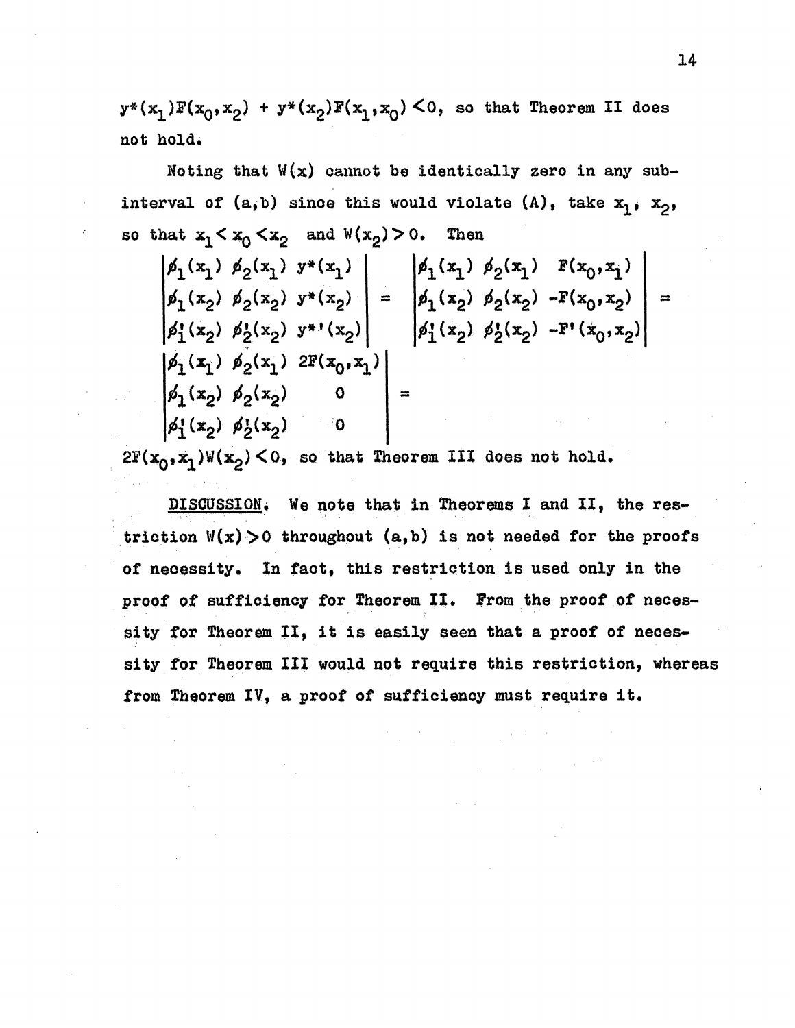$y^*(x_1)F(x_0,x_2) + y^*(x_2)F(x_1,x_0) < 0$, so that Theorem II does not hold.

Noting that $W(x)$ cannot be identically zero in any subinterval of $(a,b)$ since this would violate (A), take $x_1$, $x_2$, so that $x_1 < x_0 < x_2$ and $W(x_2) > 0$. Then

$$\begin{vmatrix} \phi_1(x_1) & \phi_2(x_1) & y^*(x_1) \\ \phi_1(x_2) & \phi_2(x_2) & y^*(x_2) \\ \phi_1'(x_2) & \phi_2'(x_2) & y^{*\prime}(x_2) \end{vmatrix} = \begin{vmatrix} \phi_1(x_1) & \phi_2(x_1) & F(x_0,x_1) \\ \phi_1(x_2) & \phi_2(x_2) & -F(x_0,x_2) \\ \phi_1'(x_2) & \phi_2'(x_2) & -F'(x_0,x_2) \end{vmatrix} =$$

$$\begin{vmatrix} \phi_1(x_1) & \phi_2(x_1) & 2F(x_0,x_1) \\ \phi_1(x_2) & \phi_2(x_2) & 0 \\ \phi_1'(x_2) & \phi_2'(x_2) & 0 \end{vmatrix} =$$

$2F(x_0,x_1)W(x_2) < 0$, so that Theorem III does not hold.

<u>DISCUSSION</u>. We note that in Theorems I and II, the restriction $W(x) > 0$ throughout $(a,b)$ is not needed for the proofs of necessity. In fact, this restriction is used only in the proof of sufficiency for Theorem II. From the proof of necessity for Theorem II, it is easily seen that a proof of necessity for Theorem III would not require this restriction, whereas from Theorem IV, a proof of sufficiency must require it.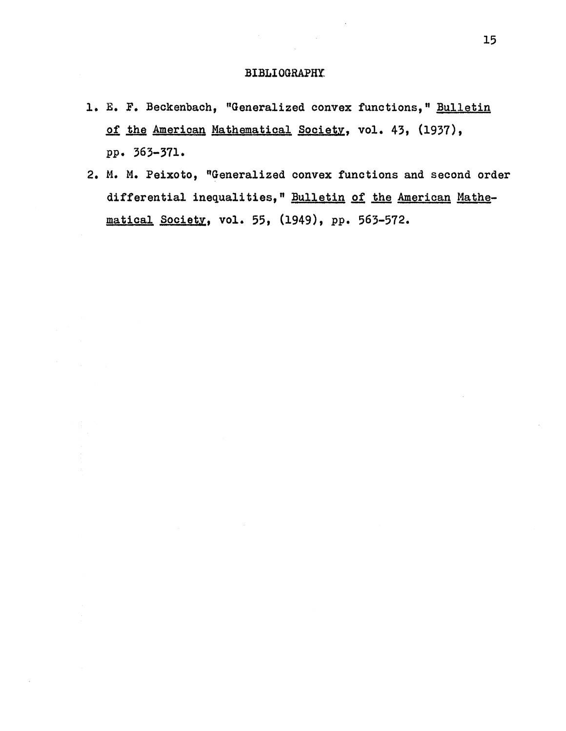# BIBLIOGRAPHY

1. E. F. Beckenbach, "Generalized convex functions," Bulletin of the American Mathematical Society, vol. 43, (1937), pp. 363-371.
2. M. M. Peixoto, "Generalized convex functions and second order differential inequalities," Bulletin of the American Mathematical Society, vol. 55, (1949), pp. 563-572.